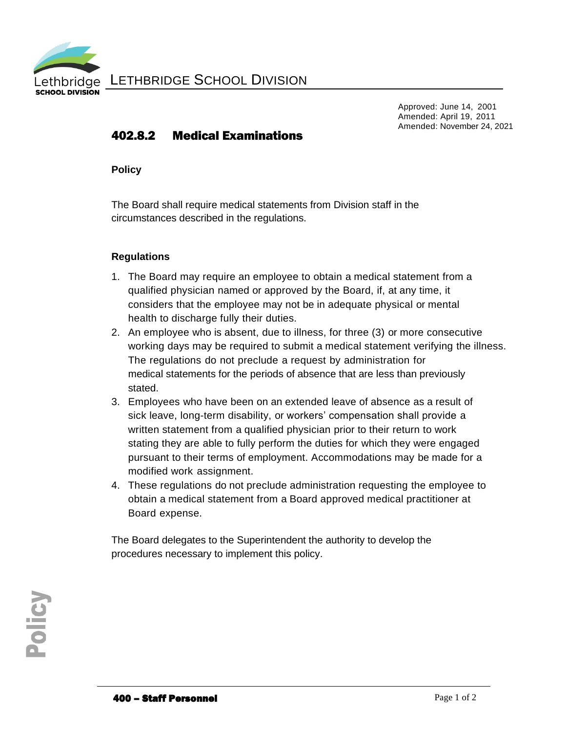# Lethbridge School Division

Approved: June 14, 2001
Amended: April 19, 2011
Amended: November 24, 2021

## 402.8.2 Medical Examinations

### Policy

The Board shall require medical statements from Division staff in the circumstances described in the regulations.

### Regulations

1. The Board may require an employee to obtain a medical statement from a qualified physician named or approved by the Board, if, at any time, it considers that the employee may not be in adequate physical or mental health to discharge fully their duties.
2. An employee who is absent, due to illness, for three (3) or more consecutive working days may be required to submit a medical statement verifying the illness. The regulations do not preclude a request by administration for medical statements for the periods of absence that are less than previously stated.
3. Employees who have been on an extended leave of absence as a result of sick leave, long-term disability, or workers' compensation shall provide a written statement from a qualified physician prior to their return to work stating they are able to fully perform the duties for which they were engaged pursuant to their terms of employment. Accommodations may be made for a modified work assignment.
4. These regulations do not preclude administration requesting the employee to obtain a medical statement from a Board approved medical practitioner at Board expense.

The Board delegates to the Superintendent the authority to develop the procedures necessary to implement this policy.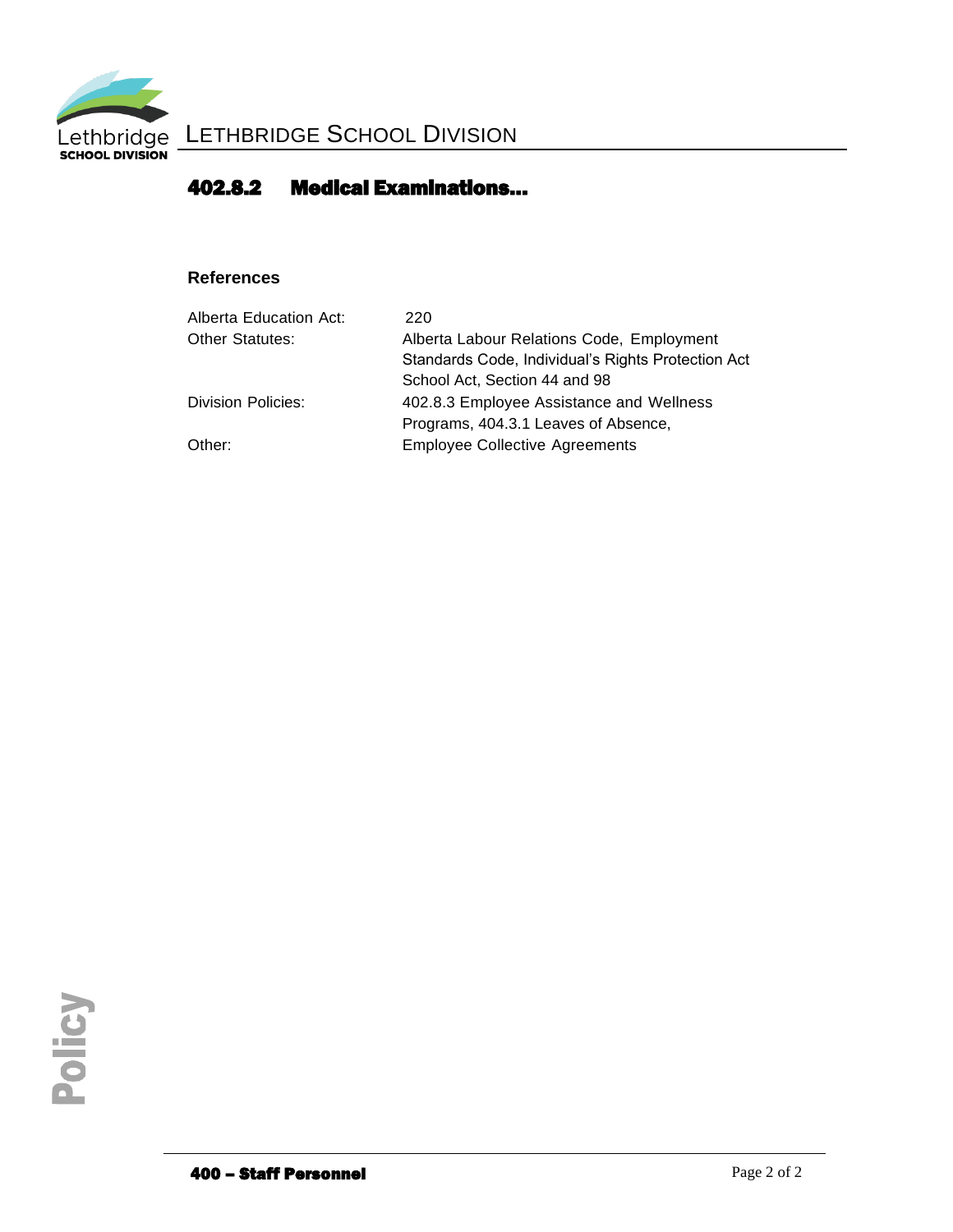## 402.8.2 Medical Examinations…

**References**

| | |
|---|---|
| Alberta Education Act: | 220 |
| Other Statutes: | Alberta Labour Relations Code, Employment Standards Code, Individual's Rights Protection Act School Act, Section 44 and 98 |
| Division Policies: | 402.8.3 Employee Assistance and Wellness Programs, 404.3.1 Leaves of Absence, |
| Other: | Employee Collective Agreements |